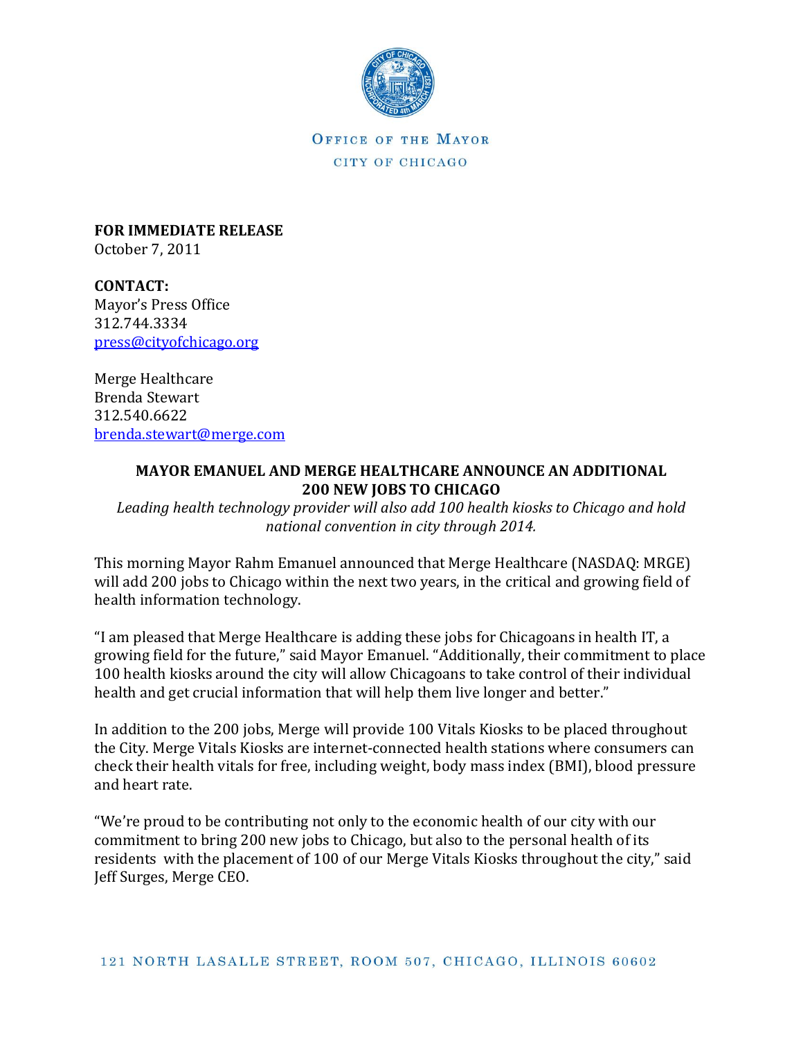OFFICE OF THE MAYOR

CITY OF CHICAGO

**FOR IMMEDIATE RELEASE**
October 7, 2011

**CONTACT:**
Mayor's Press Office
312.744.3334
press@cityofchicago.org

Merge Healthcare
Brenda Stewart
312.540.6622
brenda.stewart@merge.com

## MAYOR EMANUEL AND MERGE HEALTHCARE ANNOUNCE AN ADDITIONAL 200 NEW JOBS TO CHICAGO

*Leading health technology provider will also add 100 health kiosks to Chicago and hold national convention in city through 2014.*

This morning Mayor Rahm Emanuel announced that Merge Healthcare (NASDAQ: MRGE) will add 200 jobs to Chicago within the next two years, in the critical and growing field of health information technology.

"I am pleased that Merge Healthcare is adding these jobs for Chicagoans in health IT, a growing field for the future," said Mayor Emanuel. "Additionally, their commitment to place 100 health kiosks around the city will allow Chicagoans to take control of their individual health and get crucial information that will help them live longer and better."

In addition to the 200 jobs, Merge will provide 100 Vitals Kiosks to be placed throughout the City. Merge Vitals Kiosks are internet-connected health stations where consumers can check their health vitals for free, including weight, body mass index (BMI), blood pressure and heart rate.

"We're proud to be contributing not only to the economic health of our city with our commitment to bring 200 new jobs to Chicago, but also to the personal health of its residents with the placement of 100 of our Merge Vitals Kiosks throughout the city," said Jeff Surges, Merge CEO.

121 NORTH LASALLE STREET, ROOM 507, CHICAGO, ILLINOIS 60602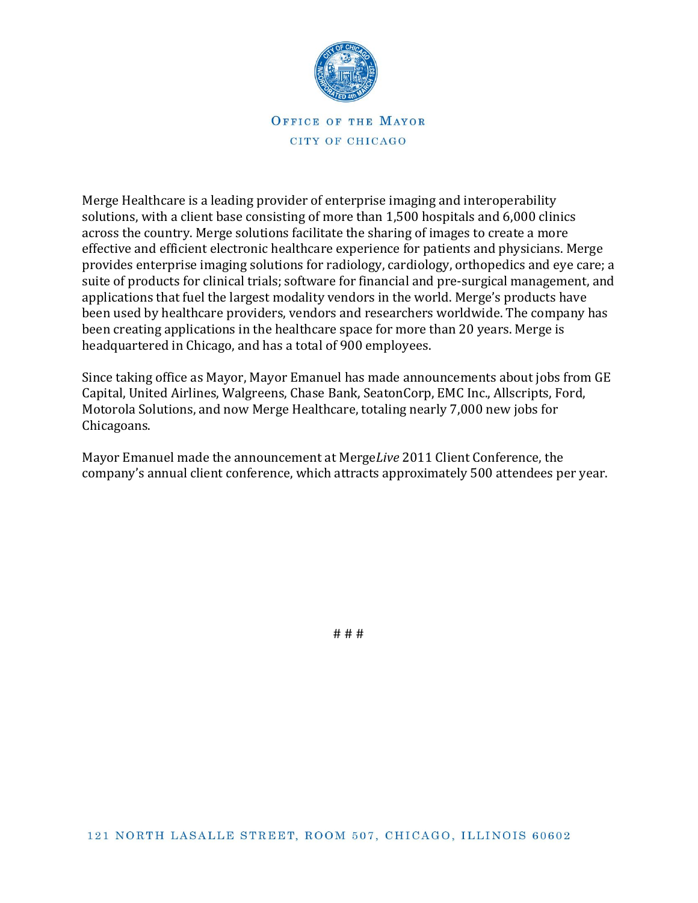OFFICE OF THE MAYOR

CITY OF CHICAGO

Merge Healthcare is a leading provider of enterprise imaging and interoperability solutions, with a client base consisting of more than 1,500 hospitals and 6,000 clinics across the country. Merge solutions facilitate the sharing of images to create a more effective and efficient electronic healthcare experience for patients and physicians. Merge provides enterprise imaging solutions for radiology, cardiology, orthopedics and eye care; a suite of products for clinical trials; software for financial and pre-surgical management, and applications that fuel the largest modality vendors in the world. Merge's products have been used by healthcare providers, vendors and researchers worldwide. The company has been creating applications in the healthcare space for more than 20 years. Merge is headquartered in Chicago, and has a total of 900 employees.

Since taking office as Mayor, Mayor Emanuel has made announcements about jobs from GE Capital, United Airlines, Walgreens, Chase Bank, SeatonCorp, EMC Inc., Allscripts, Ford, Motorola Solutions, and now Merge Healthcare, totaling nearly 7,000 new jobs for Chicagoans.

Mayor Emanuel made the announcement at Merge*Live* 2011 Client Conference, the company's annual client conference, which attracts approximately 500 attendees per year.

# # #

121 NORTH LASALLE STREET, ROOM 507, CHICAGO, ILLINOIS 60602